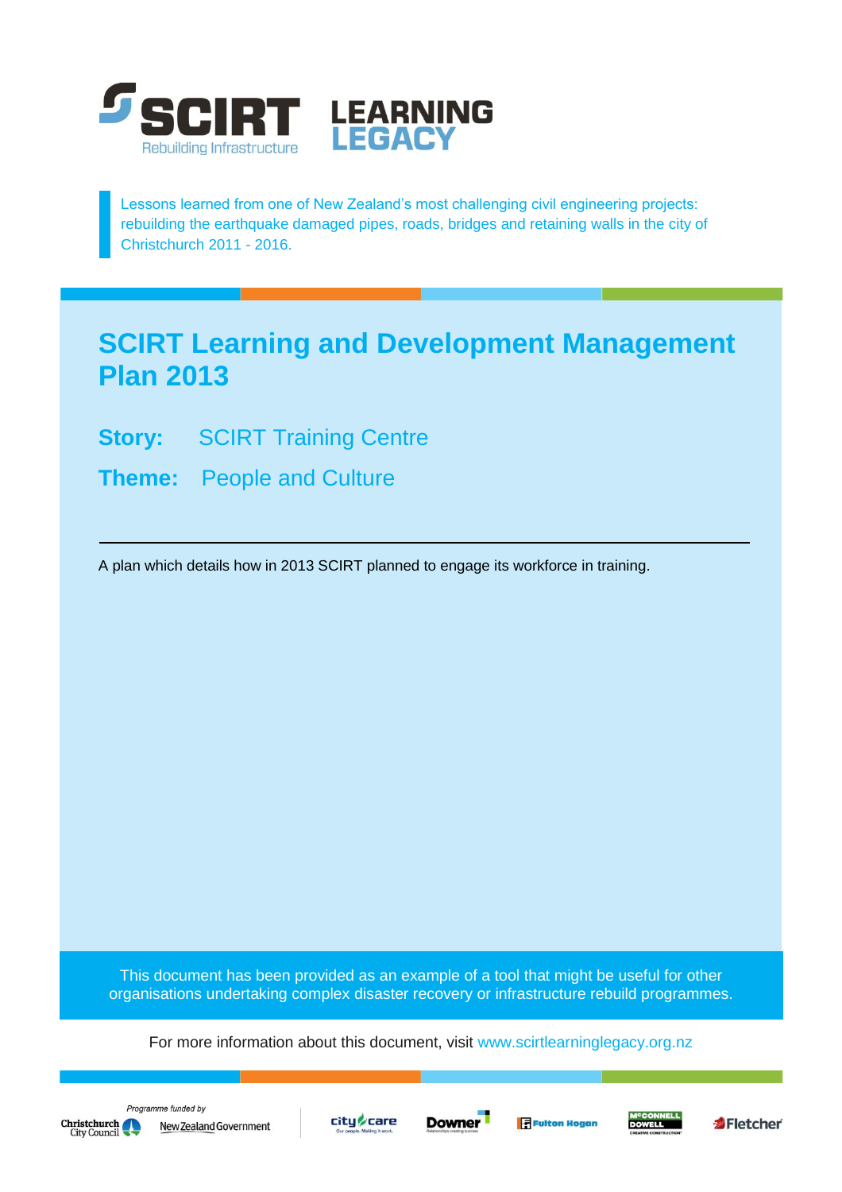SCIRT Rebuilding Infrastructure LEARNING LEGACY

Lessons learned from one of New Zealand's most challenging civil engineering projects: rebuilding the earthquake damaged pipes, roads, bridges and retaining walls in the city of Christchurch 2011 - 2016.

# SCIRT Learning and Development Management Plan 2013

**Story:** SCIRT Training Centre

**Theme:** People and Culture

---

A plan which details how in 2013 SCIRT planned to engage its workforce in training.

This document has been provided as an example of a tool that might be useful for other organisations undertaking complex disaster recovery or infrastructure rebuild programmes.

For more information about this document, visit www.scirtlearninglegacy.org.nz

*Programme funded by* Christchurch City Council, New Zealand Government

City Care, Downer, Fulton Hogan, McConnell Dowell, Fletcher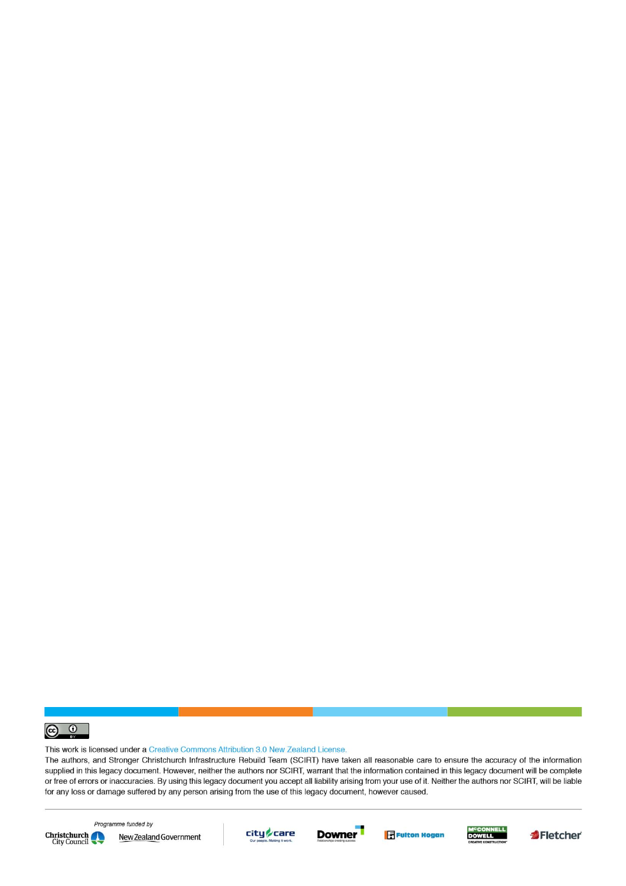This work is licensed under a Creative Commons Attribution 3.0 New Zealand License.

The authors, and Stronger Christchurch Infrastructure Rebuild Team (SCIRT) have taken all reasonable care to ensure the accuracy of the information supplied in this legacy document. However, neither the authors nor SCIRT, warrant that the information contained in this legacy document will be complete or free of errors or inaccuracies. By using this legacy document you accept all liability arising from your use of it. Neither the authors nor SCIRT, will be liable for any loss or damage suffered by any person arising from the use of this legacy document, however caused.

Programme funded by

Christchurch City Council　New Zealand Government

city care　Downer　Fulton Hogan　McCONNELL DOWELL　Fletcher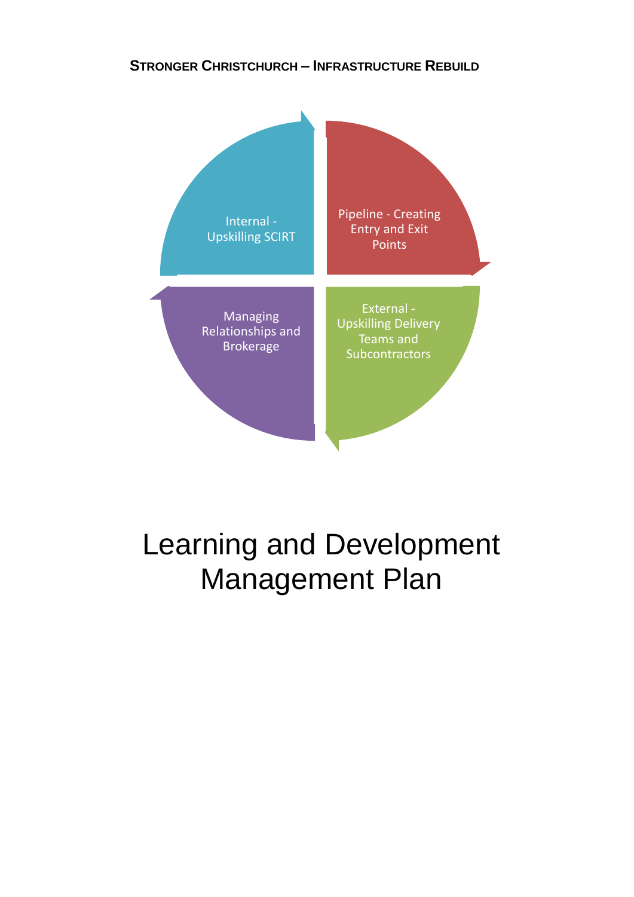**STRONGER CHRISTCHURCH – INFRASTRUCTURE REBUILD**

Internal - Upskilling SCIRT

Pipeline - Creating Entry and Exit Points

External - Upskilling Delivery Teams and Subcontractors

Managing Relationships and Brokerage

# Learning and Development Management Plan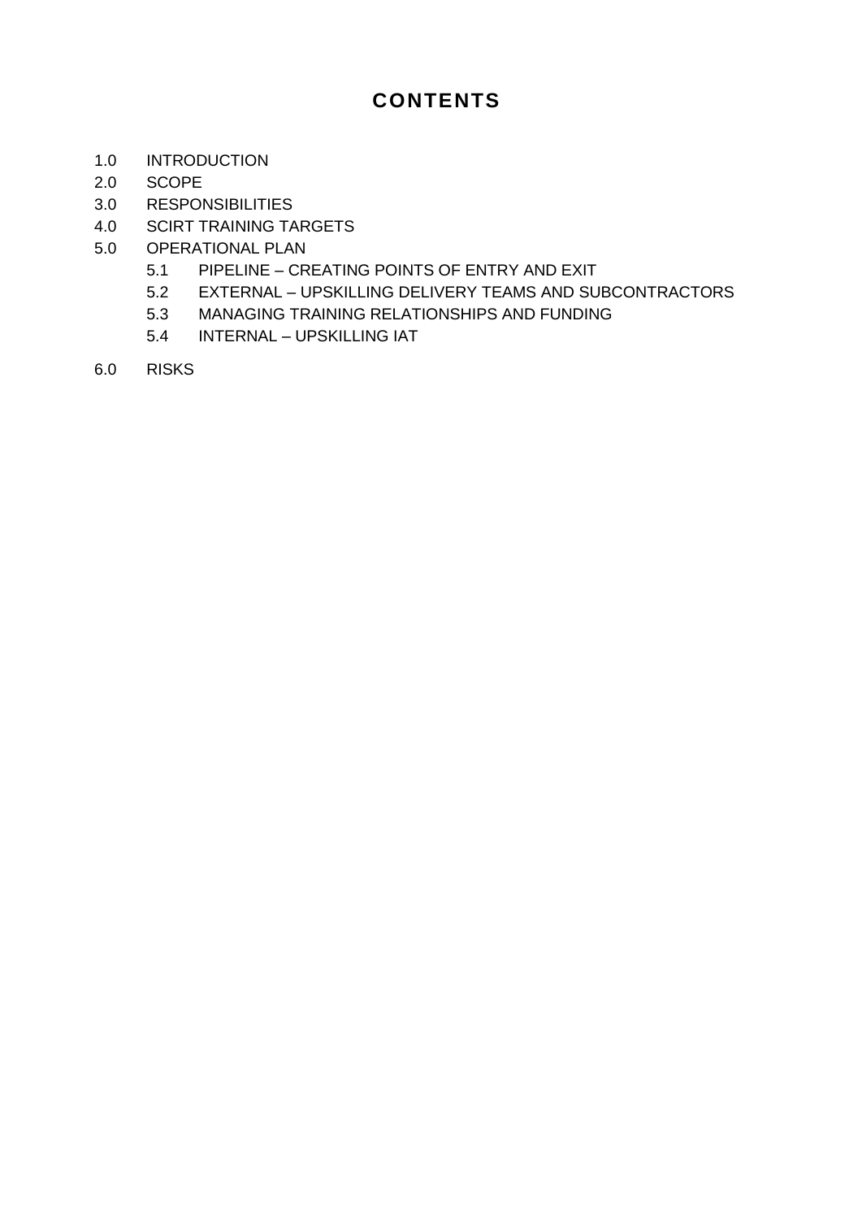# CONTENTS

1.0 INTRODUCTION
2.0 SCOPE
3.0 RESPONSIBILITIES
4.0 SCIRT TRAINING TARGETS
5.0 OPERATIONAL PLAN
  - 5.1 PIPELINE – CREATING POINTS OF ENTRY AND EXIT
  - 5.2 EXTERNAL – UPSKILLING DELIVERY TEAMS AND SUBCONTRACTORS
  - 5.3 MANAGING TRAINING RELATIONSHIPS AND FUNDING
  - 5.4 INTERNAL – UPSKILLING IAT

6.0 RISKS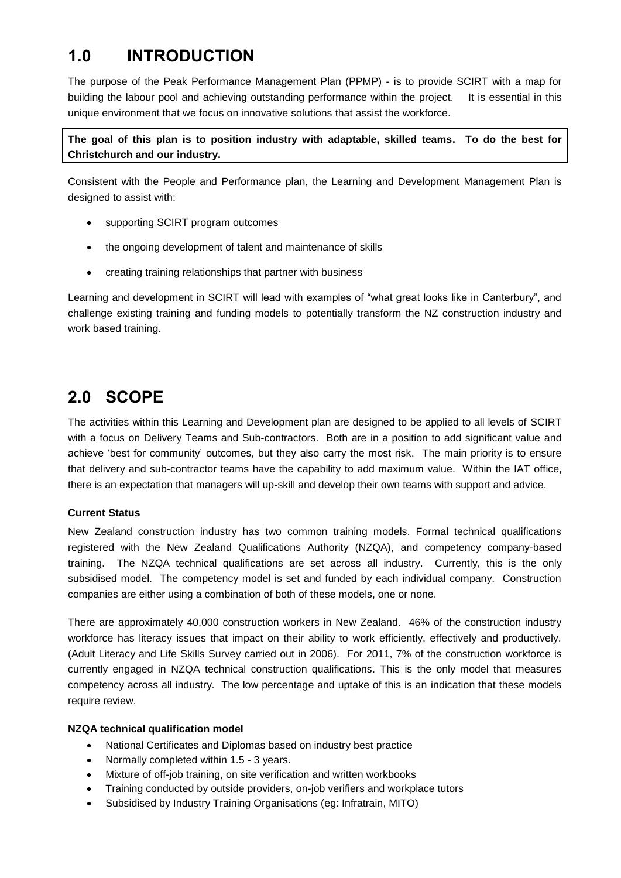# 1.0 INTRODUCTION

The purpose of the Peak Performance Management Plan (PPMP) - is to provide SCIRT with a map for building the labour pool and achieving outstanding performance within the project. It is essential in this unique environment that we focus on innovative solutions that assist the workforce.

**The goal of this plan is to position industry with adaptable, skilled teams. To do the best for Christchurch and our industry.**

Consistent with the People and Performance plan, the Learning and Development Management Plan is designed to assist with:

- supporting SCIRT program outcomes
- the ongoing development of talent and maintenance of skills
- creating training relationships that partner with business

Learning and development in SCIRT will lead with examples of "what great looks like in Canterbury", and challenge existing training and funding models to potentially transform the NZ construction industry and work based training.

# 2.0 SCOPE

The activities within this Learning and Development plan are designed to be applied to all levels of SCIRT with a focus on Delivery Teams and Sub-contractors. Both are in a position to add significant value and achieve 'best for community' outcomes, but they also carry the most risk. The main priority is to ensure that delivery and sub-contractor teams have the capability to add maximum value. Within the IAT office, there is an expectation that managers will up-skill and develop their own teams with support and advice.

**Current Status**

New Zealand construction industry has two common training models. Formal technical qualifications registered with the New Zealand Qualifications Authority (NZQA), and competency company-based training. The NZQA technical qualifications are set across all industry. Currently, this is the only subsidised model. The competency model is set and funded by each individual company. Construction companies are either using a combination of both of these models, one or none.

There are approximately 40,000 construction workers in New Zealand. 46% of the construction industry workforce has literacy issues that impact on their ability to work efficiently, effectively and productively. (Adult Literacy and Life Skills Survey carried out in 2006). For 2011, 7% of the construction workforce is currently engaged in NZQA technical construction qualifications. This is the only model that measures competency across all industry. The low percentage and uptake of this is an indication that these models require review.

**NZQA technical qualification model**

- National Certificates and Diplomas based on industry best practice
- Normally completed within 1.5 - 3 years.
- Mixture of off-job training, on site verification and written workbooks
- Training conducted by outside providers, on-job verifiers and workplace tutors
- Subsidised by Industry Training Organisations (eg: Infratrain, MITO)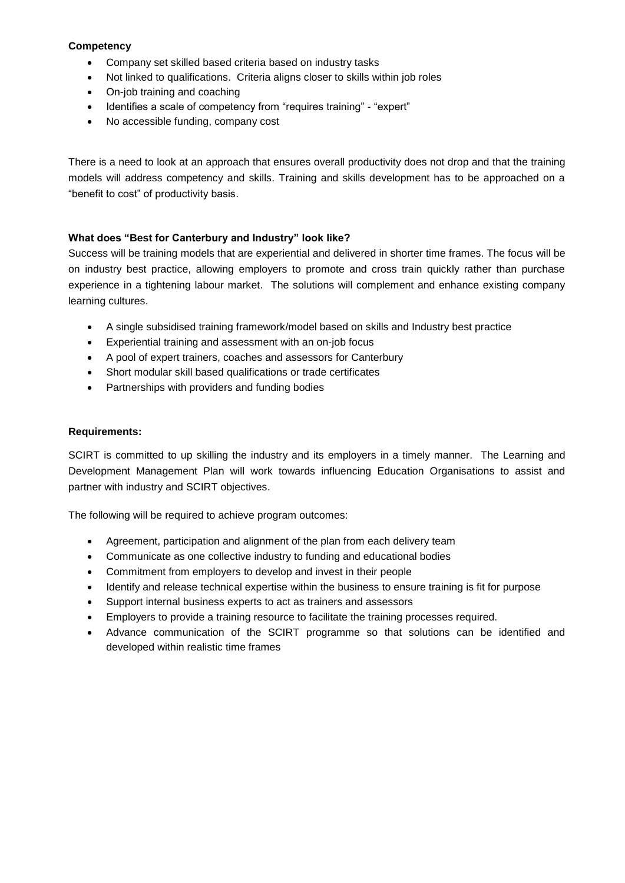**Competency**

- Company set skilled based criteria based on industry tasks
- Not linked to qualifications. Criteria aligns closer to skills within job roles
- On-job training and coaching
- Identifies a scale of competency from "requires training" - "expert"
- No accessible funding, company cost

There is a need to look at an approach that ensures overall productivity does not drop and that the training models will address competency and skills. Training and skills development has to be approached on a "benefit to cost" of productivity basis.

**What does "Best for Canterbury and Industry" look like?**

Success will be training models that are experiential and delivered in shorter time frames. The focus will be on industry best practice, allowing employers to promote and cross train quickly rather than purchase experience in a tightening labour market. The solutions will complement and enhance existing company learning cultures.

- A single subsidised training framework/model based on skills and Industry best practice
- Experiential training and assessment with an on-job focus
- A pool of expert trainers, coaches and assessors for Canterbury
- Short modular skill based qualifications or trade certificates
- Partnerships with providers and funding bodies

**Requirements:**

SCIRT is committed to up skilling the industry and its employers in a timely manner. The Learning and Development Management Plan will work towards influencing Education Organisations to assist and partner with industry and SCIRT objectives.

The following will be required to achieve program outcomes:

- Agreement, participation and alignment of the plan from each delivery team
- Communicate as one collective industry to funding and educational bodies
- Commitment from employers to develop and invest in their people
- Identify and release technical expertise within the business to ensure training is fit for purpose
- Support internal business experts to act as trainers and assessors
- Employers to provide a training resource to facilitate the training processes required.
- Advance communication of the SCIRT programme so that solutions can be identified and developed within realistic time frames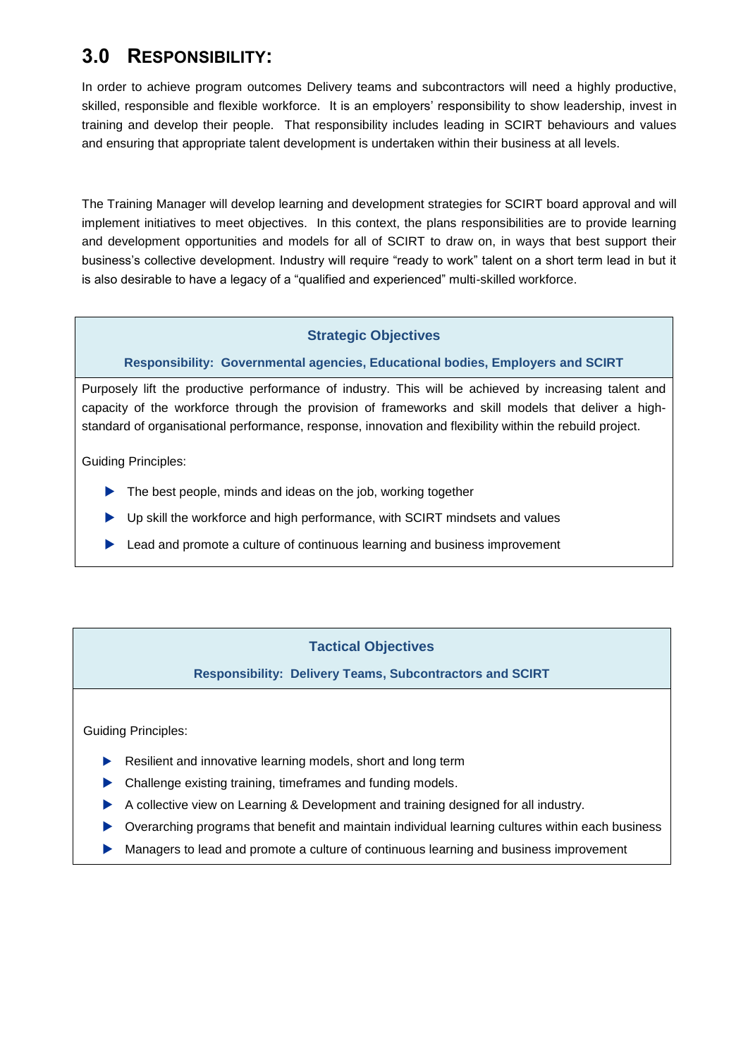## 3.0 RESPONSIBILITY:

In order to achieve program outcomes Delivery teams and subcontractors will need a highly productive, skilled, responsible and flexible workforce. It is an employers' responsibility to show leadership, invest in training and develop their people. That responsibility includes leading in SCIRT behaviours and values and ensuring that appropriate talent development is undertaken within their business at all levels.

The Training Manager will develop learning and development strategies for SCIRT board approval and will implement initiatives to meet objectives. In this context, the plans responsibilities are to provide learning and development opportunities and models for all of SCIRT to draw on, in ways that best support their business's collective development. Industry will require "ready to work" talent on a short term lead in but it is also desirable to have a legacy of a "qualified and experienced" multi-skilled workforce.

**Strategic Objectives**

**Responsibility: Governmental agencies, Educational bodies, Employers and SCIRT**

Purposely lift the productive performance of industry. This will be achieved by increasing talent and capacity of the workforce through the provision of frameworks and skill models that deliver a high-standard of organisational performance, response, innovation and flexibility within the rebuild project.

Guiding Principles:

- The best people, minds and ideas on the job, working together
- Up skill the workforce and high performance, with SCIRT mindsets and values
- Lead and promote a culture of continuous learning and business improvement

**Tactical Objectives**

**Responsibility: Delivery Teams, Subcontractors and SCIRT**

Guiding Principles:

- Resilient and innovative learning models, short and long term
- Challenge existing training, timeframes and funding models.
- A collective view on Learning & Development and training designed for all industry.
- Overarching programs that benefit and maintain individual learning cultures within each business
- Managers to lead and promote a culture of continuous learning and business improvement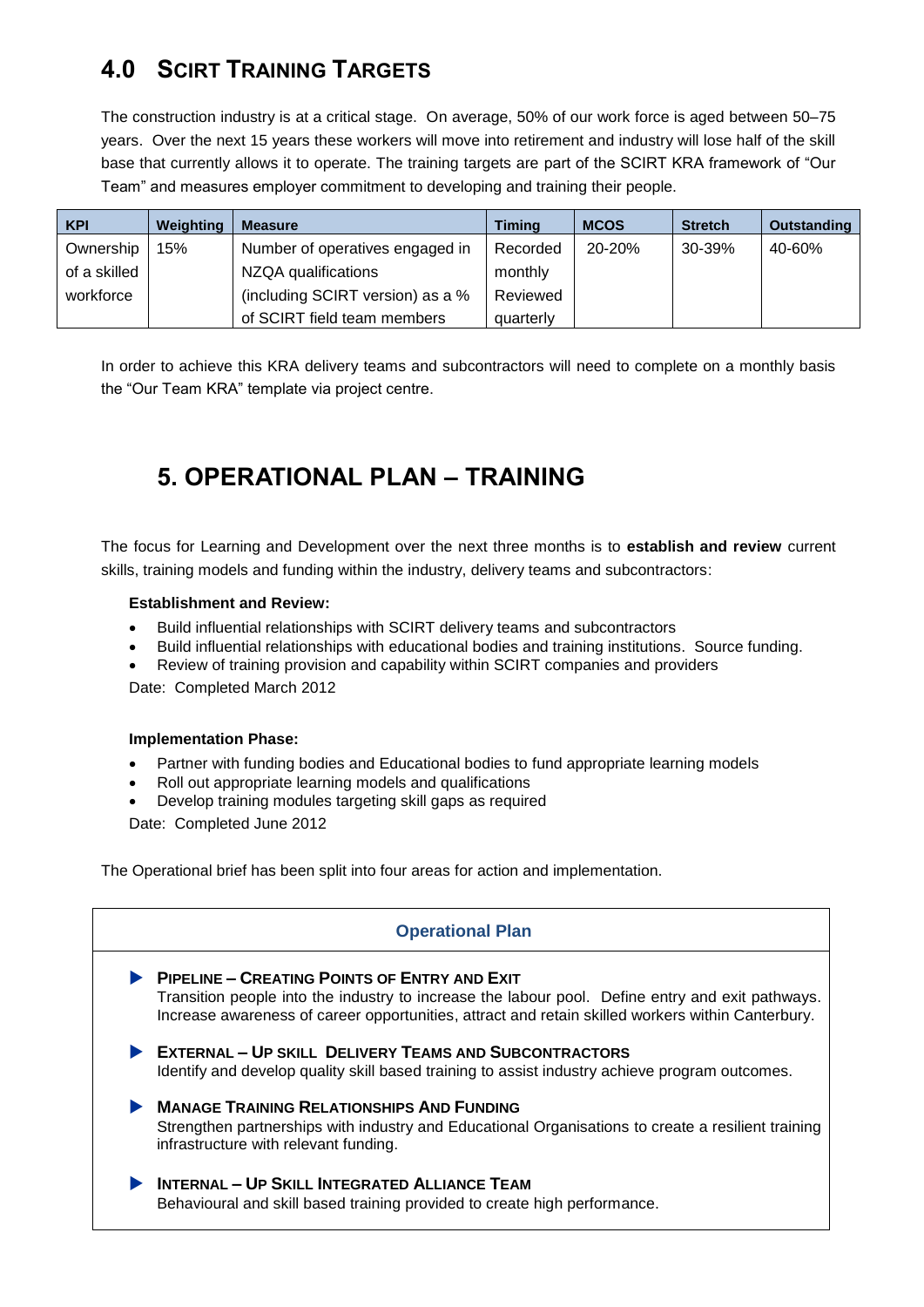## 4.0 SCIRT TRAINING TARGETS

The construction industry is at a critical stage. On average, 50% of our work force is aged between 50–75 years. Over the next 15 years these workers will move into retirement and industry will lose half of the skill base that currently allows it to operate. The training targets are part of the SCIRT KRA framework of "Our Team" and measures employer commitment to developing and training their people.

| KPI | Weighting | Measure | Timing | MCOS | Stretch | Outstanding |
|---|---|---|---|---|---|---|
| Ownership of a skilled workforce | 15% | Number of operatives engaged in NZQA qualifications (including SCIRT version) as a % of SCIRT field team members | Recorded monthly Reviewed quarterly | 20-20% | 30-39% | 40-60% |

In order to achieve this KRA delivery teams and subcontractors will need to complete on a monthly basis the "Our Team KRA" template via project centre.

## 5. OPERATIONAL PLAN – TRAINING

The focus for Learning and Development over the next three months is to **establish and review** current skills, training models and funding within the industry, delivery teams and subcontractors:

**Establishment and Review:**

- Build influential relationships with SCIRT delivery teams and subcontractors
- Build influential relationships with educational bodies and training institutions. Source funding.
- Review of training provision and capability within SCIRT companies and providers

Date: Completed March 2012

**Implementation Phase:**

- Partner with funding bodies and Educational bodies to fund appropriate learning models
- Roll out appropriate learning models and qualifications
- Develop training modules targeting skill gaps as required

Date: Completed June 2012

The Operational brief has been split into four areas for action and implementation.

**Operational Plan**

- **PIPELINE – CREATING POINTS OF ENTRY AND EXIT**
  Transition people into the industry to increase the labour pool. Define entry and exit pathways. Increase awareness of career opportunities, attract and retain skilled workers within Canterbury.
- **EXTERNAL – UP SKILL DELIVERY TEAMS AND SUBCONTRACTORS**
  Identify and develop quality skill based training to assist industry achieve program outcomes.
- **MANAGE TRAINING RELATIONSHIPS AND FUNDING**
  Strengthen partnerships with industry and Educational Organisations to create a resilient training infrastructure with relevant funding.
- **INTERNAL – UP SKILL INTEGRATED ALLIANCE TEAM**
  Behavioural and skill based training provided to create high performance.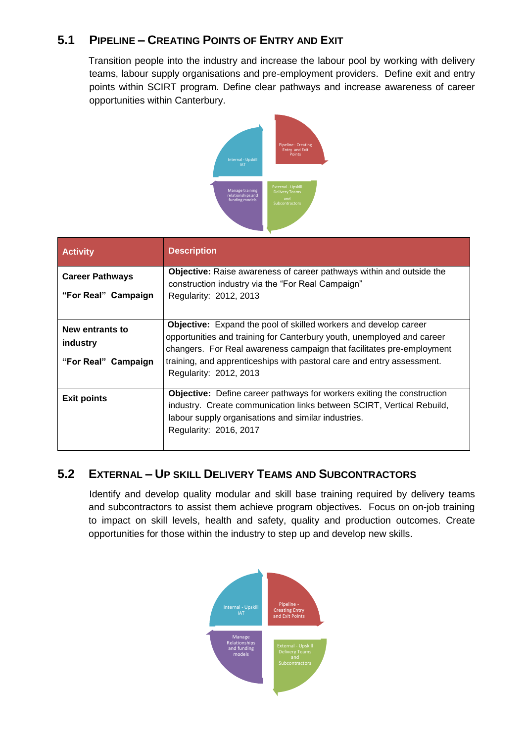## 5.1 PIPELINE – CREATING POINTS OF ENTRY AND EXIT

Transition people into the industry and increase the labour pool by working with delivery teams, labour supply organisations and pre-employment providers. Define exit and entry points within SCIRT program. Define clear pathways and increase awareness of career opportunities within Canterbury.

Internal - Upskill IAT

Pipeline - Creating Entry and Exit Points

Manage training relationships and funding models

External - Upskill Delivery Teams and Subcontractors

| Activity | Description |
|---|---|
| **Career Pathways**<br><br>**"For Real" Campaign** | **Objective:** Raise awareness of career pathways within and outside the construction industry via the "For Real Campaign"<br>Regularity: 2012, 2013 |
| **New entrants to industry**<br><br>**"For Real" Campaign** | **Objective:** Expand the pool of skilled workers and develop career opportunities and training for Canterbury youth, unemployed and career changers. For Real awareness campaign that facilitates pre-employment training, and apprenticeships with pastoral care and entry assessment.<br>Regularity: 2012, 2013 |
| **Exit points** | **Objective:** Define career pathways for workers exiting the construction industry. Create communication links between SCIRT, Vertical Rebuild, labour supply organisations and similar industries.<br>Regularity: 2016, 2017 |

## 5.2 EXTERNAL – UP SKILL DELIVERY TEAMS AND SUBCONTRACTORS

Identify and develop quality modular and skill base training required by delivery teams and subcontractors to assist them achieve program objectives. Focus on on-job training to impact on skill levels, health and safety, quality and production outcomes. Create opportunities for those within the industry to step up and develop new skills.

Internal - Upskill IAT

Pipeline - Creating Entry and Exit Points

Manage Relationships and funding models

External - Upskill Delivery Teams and Subcontractors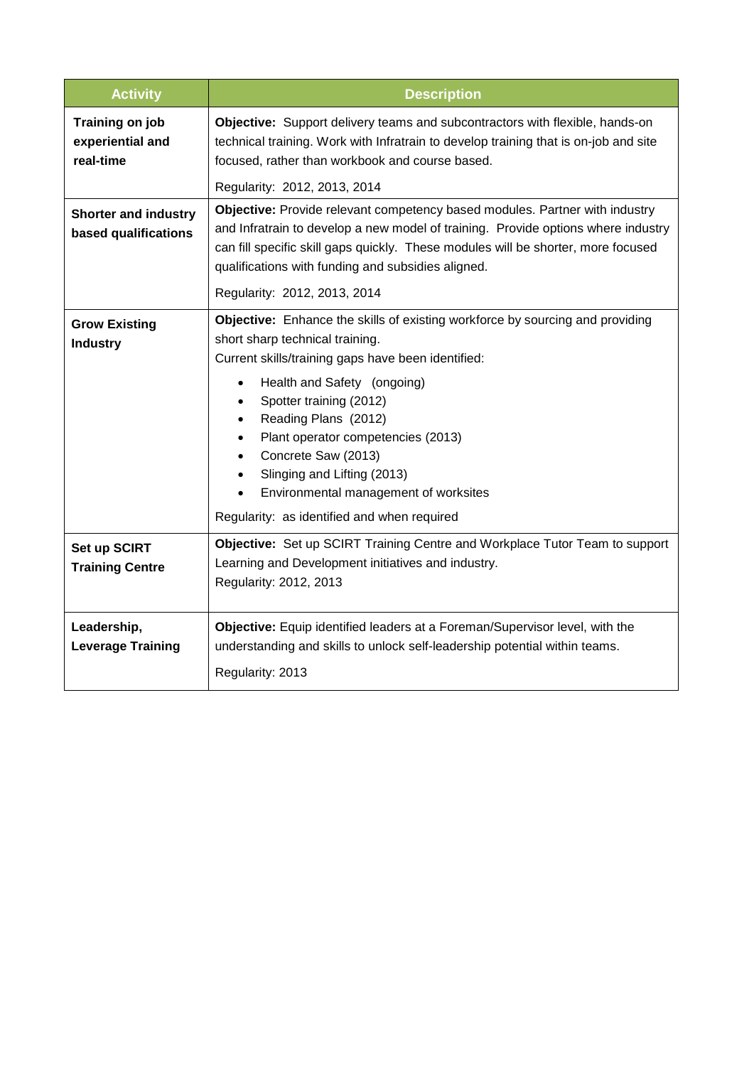| Activity | Description |
| --- | --- |
| **Training on job experiential and real-time** | **Objective:** Support delivery teams and subcontractors with flexible, hands-on technical training. Work with Infratrain to develop training that is on-job and site focused, rather than workbook and course based.<br><br>Regularity: 2012, 2013, 2014 |
| **Shorter and industry based qualifications** | **Objective:** Provide relevant competency based modules. Partner with industry and Infratrain to develop a new model of training. Provide options where industry can fill specific skill gaps quickly. These modules will be shorter, more focused qualifications with funding and subsidies aligned.<br><br>Regularity: 2012, 2013, 2014 |
| **Grow Existing Industry** | **Objective:** Enhance the skills of existing workforce by sourcing and providing short sharp technical training.<br>Current skills/training gaps have been identified:<br>• Health and Safety (ongoing)<br>• Spotter training (2012)<br>• Reading Plans (2012)<br>• Plant operator competencies (2013)<br>• Concrete Saw (2013)<br>• Slinging and Lifting (2013)<br>• Environmental management of worksites<br><br>Regularity: as identified and when required |
| **Set up SCIRT Training Centre** | **Objective:** Set up SCIRT Training Centre and Workplace Tutor Team to support Learning and Development initiatives and industry.<br>Regularity: 2012, 2013 |
| **Leadership, Leverage Training** | **Objective:** Equip identified leaders at a Foreman/Supervisor level, with the understanding and skills to unlock self-leadership potential within teams.<br><br>Regularity: 2013 |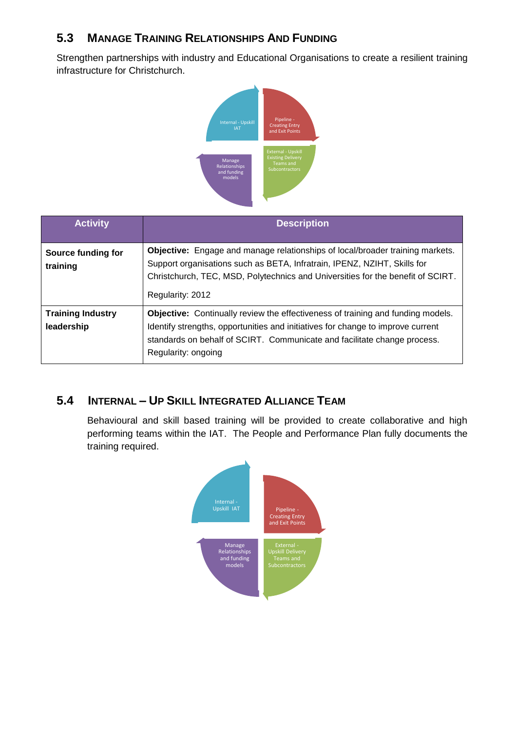## 5.3 MANAGE TRAINING RELATIONSHIPS AND FUNDING

Strengthen partnerships with industry and Educational Organisations to create a resilient training infrastructure for Christchurch.

Internal - Upskill IAT

Pipeline - Creating Entry and Exit Points

External - Upskill Existing Delivery Teams and Subcontractors

Manage Relationships and funding models

| Activity | Description |
|---|---|
| **Source funding for training** | **Objective:** Engage and manage relationships of local/broader training markets. Support organisations such as BETA, Infratrain, IPENZ, NZIHT, Skills for Christchurch, TEC, MSD, Polytechnics and Universities for the benefit of SCIRT.<br><br>Regularity: 2012 |
| **Training Industry leadership** | **Objective:** Continually review the effectiveness of training and funding models. Identify strengths, opportunities and initiatives for change to improve current standards on behalf of SCIRT. Communicate and facilitate change process.<br>Regularity: ongoing |

## 5.4 INTERNAL – UP SKILL INTEGRATED ALLIANCE TEAM

Behavioural and skill based training will be provided to create collaborative and high performing teams within the IAT. The People and Performance Plan fully documents the training required.

Internal - Upskill IAT

Pipeline - Creating Entry and Exit Points

Manage Relationships and funding models

External - Upskill Delivery Teams and Subcontractors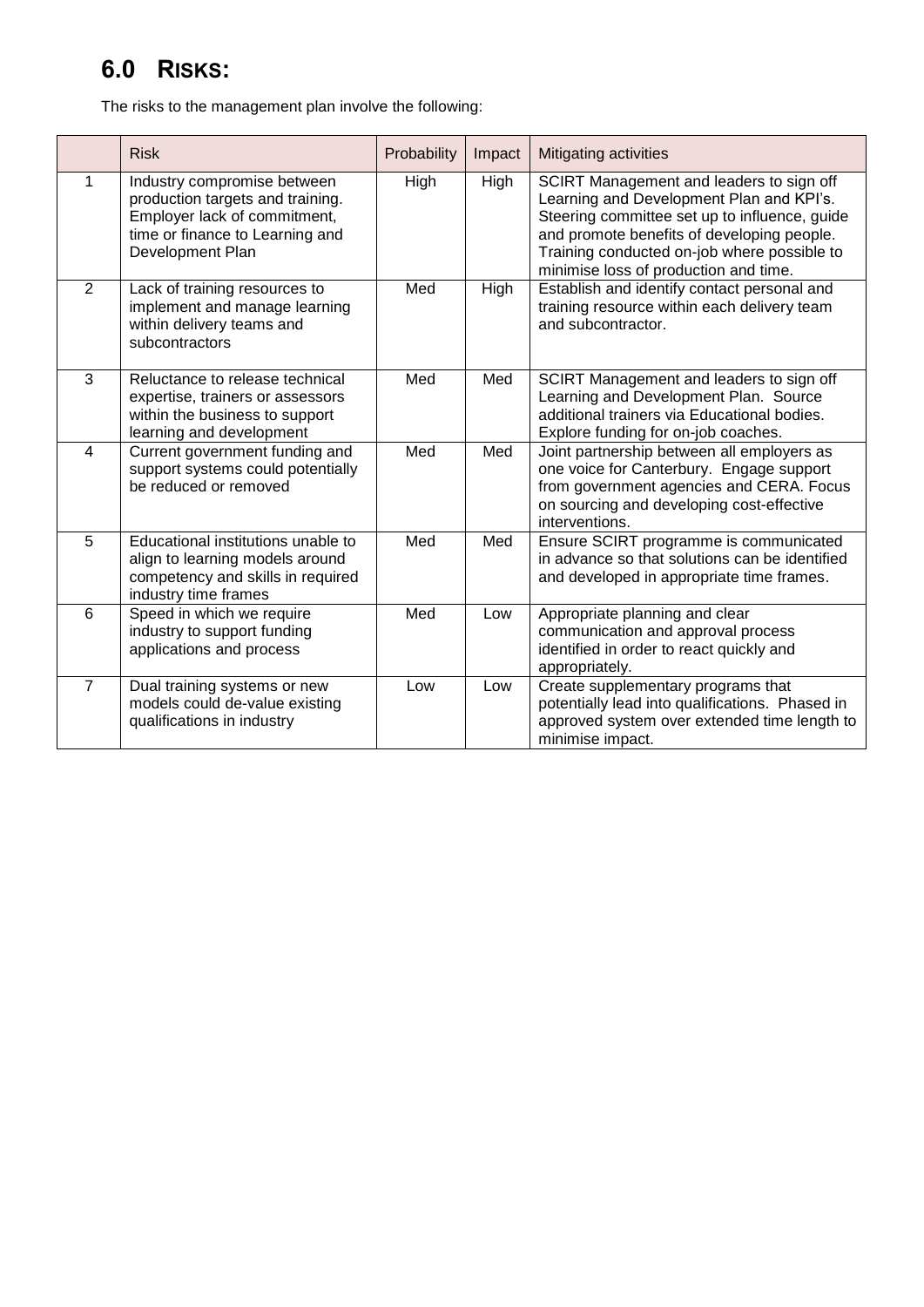# 6.0 RISKS:

The risks to the management plan involve the following:

| | Risk | Probability | Impact | Mitigating activities |
|---|---|---|---|---|
| 1 | Industry compromise between production targets and training. Employer lack of commitment, time or finance to Learning and Development Plan | High | High | SCIRT Management and leaders to sign off Learning and Development Plan and KPI's. Steering committee set up to influence, guide and promote benefits of developing people. Training conducted on-job where possible to minimise loss of production and time. |
| 2 | Lack of training resources to implement and manage learning within delivery teams and subcontractors | Med | High | Establish and identify contact personal and training resource within each delivery team and subcontractor. |
| 3 | Reluctance to release technical expertise, trainers or assessors within the business to support learning and development | Med | Med | SCIRT Management and leaders to sign off Learning and Development Plan. Source additional trainers via Educational bodies. Explore funding for on-job coaches. |
| 4 | Current government funding and support systems could potentially be reduced or removed | Med | Med | Joint partnership between all employers as one voice for Canterbury. Engage support from government agencies and CERA. Focus on sourcing and developing cost-effective interventions. |
| 5 | Educational institutions unable to align to learning models around competency and skills in required industry time frames | Med | Med | Ensure SCIRT programme is communicated in advance so that solutions can be identified and developed in appropriate time frames. |
| 6 | Speed in which we require industry to support funding applications and process | Med | Low | Appropriate planning and clear communication and approval process identified in order to react quickly and appropriately. |
| 7 | Dual training systems or new models could de-value existing qualifications in industry | Low | Low | Create supplementary programs that potentially lead into qualifications. Phased in approved system over extended time length to minimise impact. |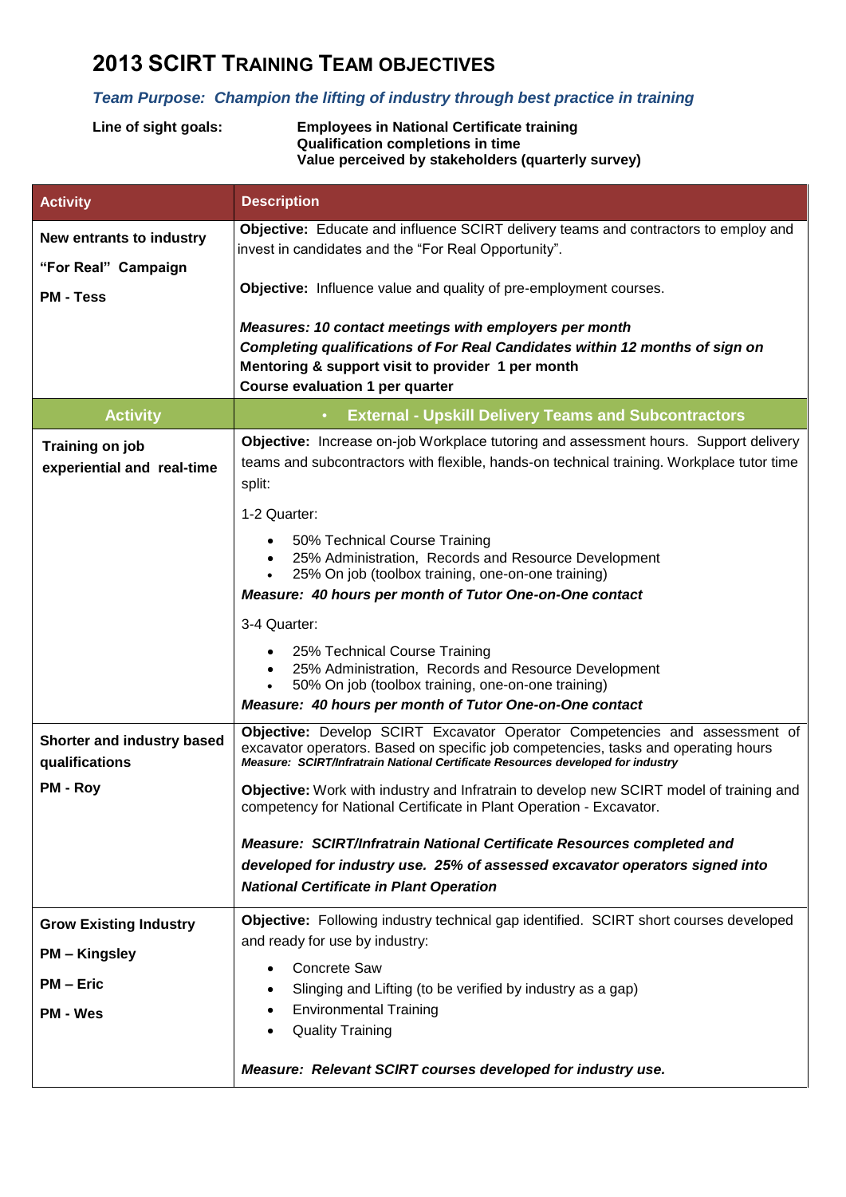# 2013 SCIRT Training Team Objectives

***Team Purpose: Champion the lifting of industry through best practice in training***

**Line of sight goals:**
**Employees in National Certificate training**
**Qualification completions in time**
**Value perceived by stakeholders (quarterly survey)**

| Activity | Description |
|---|---|
| **New entrants to industry**<br><br>**"For Real" Campaign**<br><br>**PM - Tess** | **Objective:** Educate and influence SCIRT delivery teams and contractors to employ and invest in candidates and the "For Real Opportunity".<br><br>**Objective:** Influence value and quality of pre-employment courses.<br><br>***Measures: 10 contact meetings with employers per month***<br>***Completing qualifications of For Real Candidates within 12 months of sign on***<br>**Mentoring & support visit to provider 1 per month**<br>**Course evaluation 1 per quarter** |
| **Activity** | • **External - Upskill Delivery Teams and Subcontractors** |
| **Training on job experiential and real-time** | **Objective:** Increase on-job Workplace tutoring and assessment hours. Support delivery teams and subcontractors with flexible, hands-on technical training. Workplace tutor time split:<br><br>1-2 Quarter:<br>• 50% Technical Course Training<br>• 25% Administration, Records and Resource Development<br>• 25% On job (toolbox training, one-on-one training)<br>***Measure: 40 hours per month of Tutor One-on-One contact***<br><br>3-4 Quarter:<br>• 25% Technical Course Training<br>• 25% Administration, Records and Resource Development<br>• 50% On job (toolbox training, one-on-one training)<br>***Measure: 40 hours per month of Tutor One-on-One contact*** |
| **Shorter and industry based qualifications**<br><br>**PM - Roy** | **Objective:** Develop SCIRT Excavator Operator Competencies and assessment of excavator operators. Based on specific job competencies, tasks and operating hours<br>***Measure: SCIRT/Infratrain National Certificate Resources developed for industry***<br><br>**Objective:** Work with industry and Infratrain to develop new SCIRT model of training and competency for National Certificate in Plant Operation - Excavator.<br><br>***Measure: SCIRT/Infratrain National Certificate Resources completed and developed for industry use. 25% of assessed excavator operators signed into National Certificate in Plant Operation*** |
| **Grow Existing Industry**<br><br>**PM – Kingsley**<br><br>**PM – Eric**<br><br>**PM - Wes** | **Objective:** Following industry technical gap identified. SCIRT short courses developed and ready for use by industry:<br>• Concrete Saw<br>• Slinging and Lifting (to be verified by industry as a gap)<br>• Environmental Training<br>• Quality Training<br><br>***Measure: Relevant SCIRT courses developed for industry use.*** |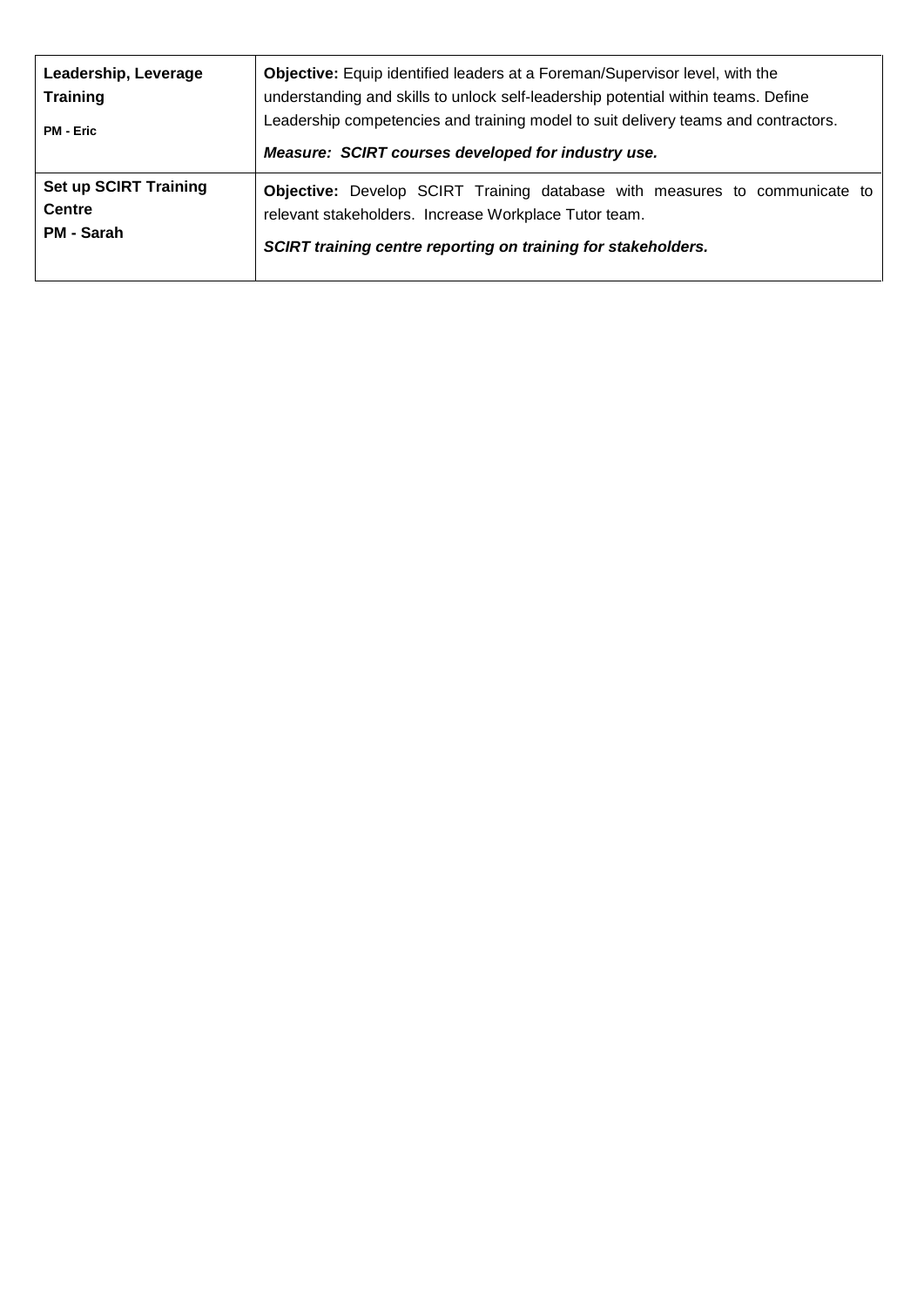| | |
|---|---|
| **Leadership, Leverage Training**<br>**PM - Eric** | **Objective:** Equip identified leaders at a Foreman/Supervisor level, with the understanding and skills to unlock self-leadership potential within teams. Define Leadership competencies and training model to suit delivery teams and contractors.<br>***Measure: SCIRT courses developed for industry use.*** |
| **Set up SCIRT Training Centre**<br>**PM - Sarah** | **Objective:** Develop SCIRT Training database with measures to communicate to relevant stakeholders. Increase Workplace Tutor team.<br>***SCIRT training centre reporting on training for stakeholders.*** |